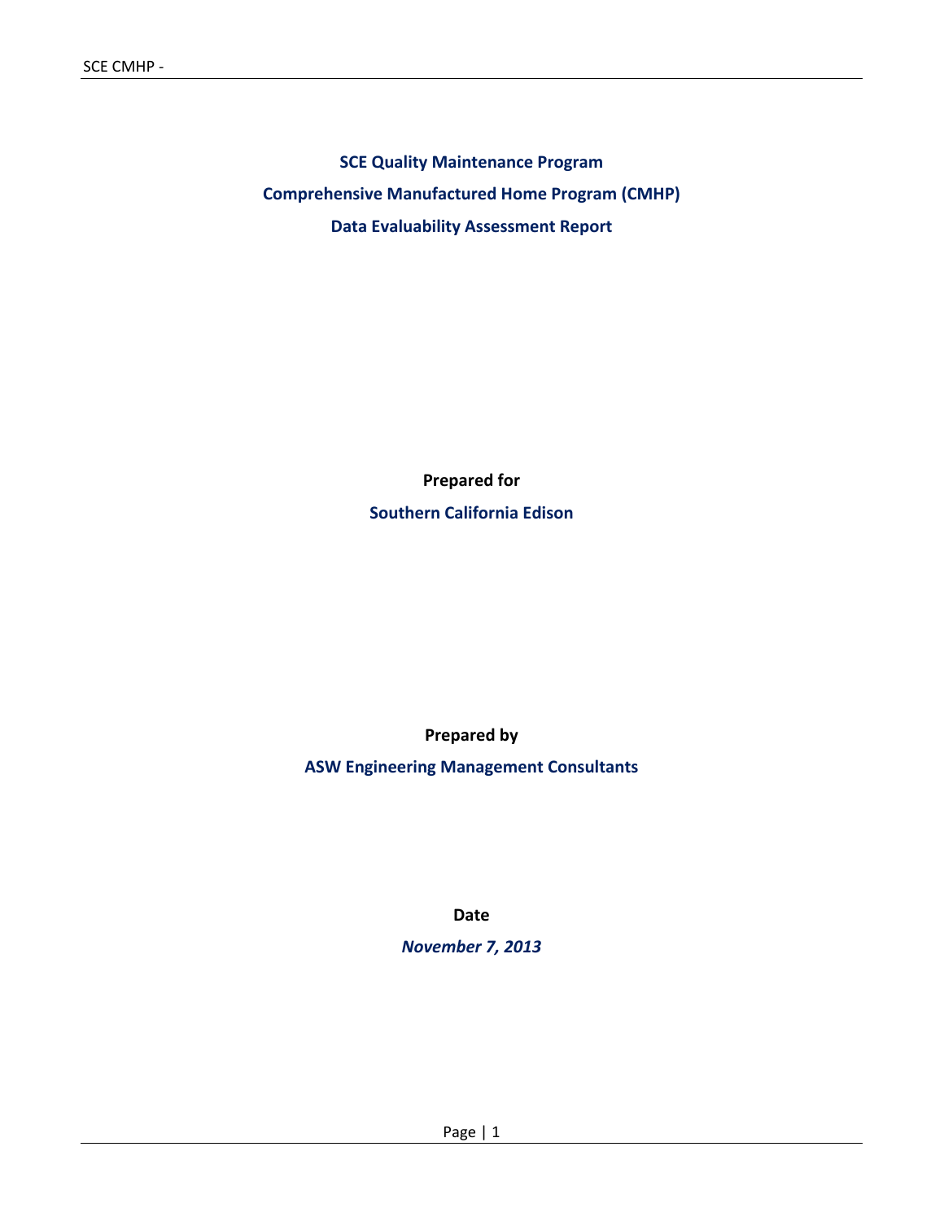# SCE Quality Maintenance Program

# Comprehensive Manufactured Home Program (CMHP)

# Data Evaluability Assessment Report

**Prepared for**

**Southern California Edison**

**Prepared by**

**ASW Engineering Management Consultants**

**Date**

***November 7, 2013***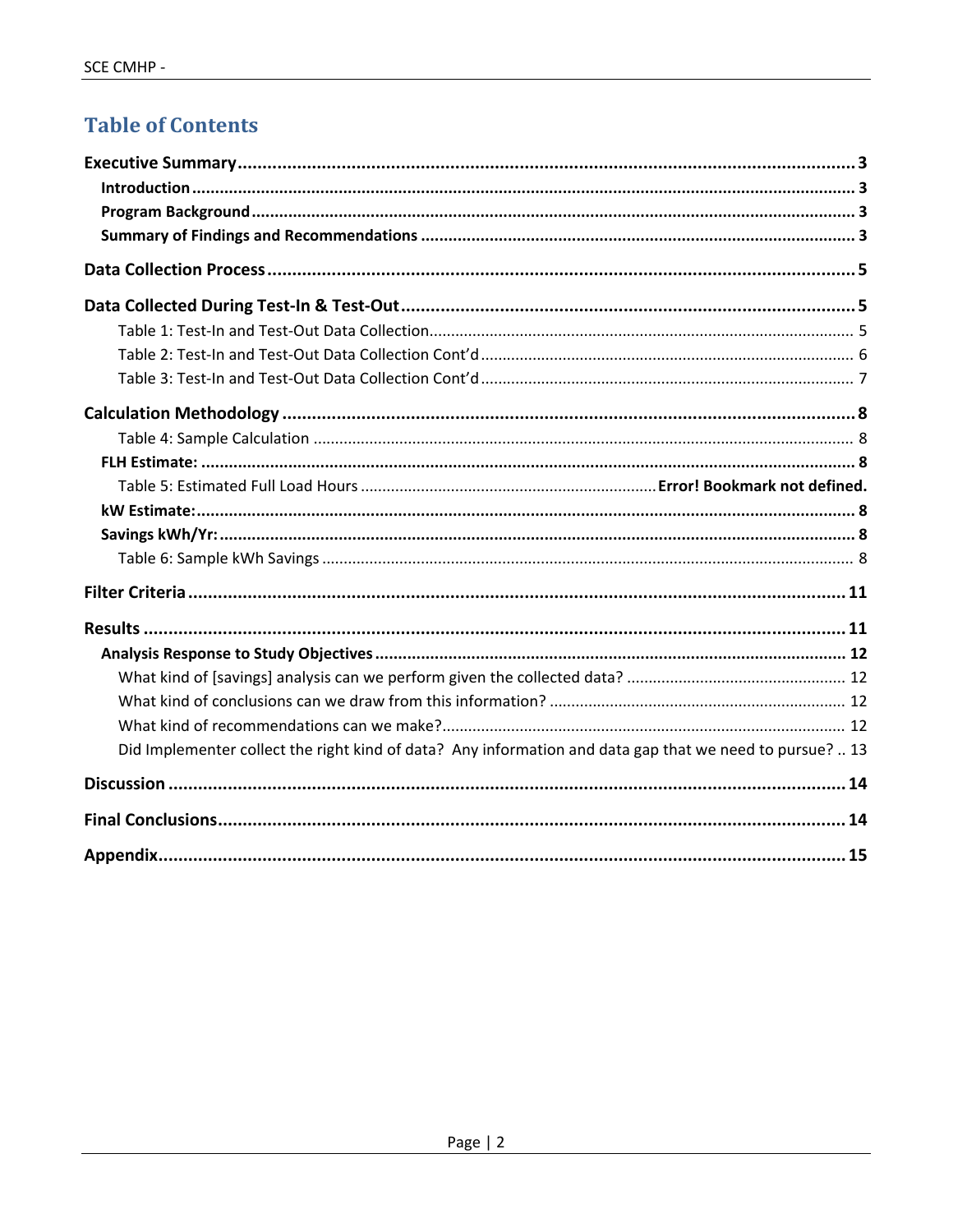# Table of Contents

**Executive Summary** ............................................................................................................ **3**

- **Introduction** ............................................................................................................ **3**
- **Program Background** ............................................................................................................ **3**
- **Summary of Findings and Recommendations** ............................................................................................................ **3**

**Data Collection Process** ............................................................................................................ **5**

**Data Collected During Test-In & Test-Out** ............................................................................................................ **5**

- Table 1: Test-In and Test-Out Data Collection ............................................................................................................ 5
- Table 2: Test-In and Test-Out Data Collection Cont'd ............................................................................................................ 6
- Table 3: Test-In and Test-Out Data Collection Cont'd ............................................................................................................ 7

**Calculation Methodology** ............................................................................................................ **8**

- Table 4: Sample Calculation ............................................................................................................ 8
- **FLH Estimate:** ............................................................................................................ **8**
- Table 5: Estimated Full Load Hours ............................................................................................................ **Error! Bookmark not defined.**
- **kW Estimate:** ............................................................................................................ **8**
- **Savings kWh/Yr:** ............................................................................................................ **8**
- Table 6: Sample kWh Savings ............................................................................................................ 8

**Filter Criteria** ............................................................................................................ **11**

**Results** ............................................................................................................ **11**

- **Analysis Response to Study Objectives** ............................................................................................................ **12**
  - What kind of [savings] analysis can we perform given the collected data? ............................................................................................................ 12
  - What kind of conclusions can we draw from this information? ............................................................................................................ 12
  - What kind of recommendations can we make? ............................................................................................................ 12
  - Did Implementer collect the right kind of data? Any information and data gap that we need to pursue? .. 13

**Discussion** ............................................................................................................ **14**

**Final Conclusions** ............................................................................................................ **14**

**Appendix** ............................................................................................................ **15**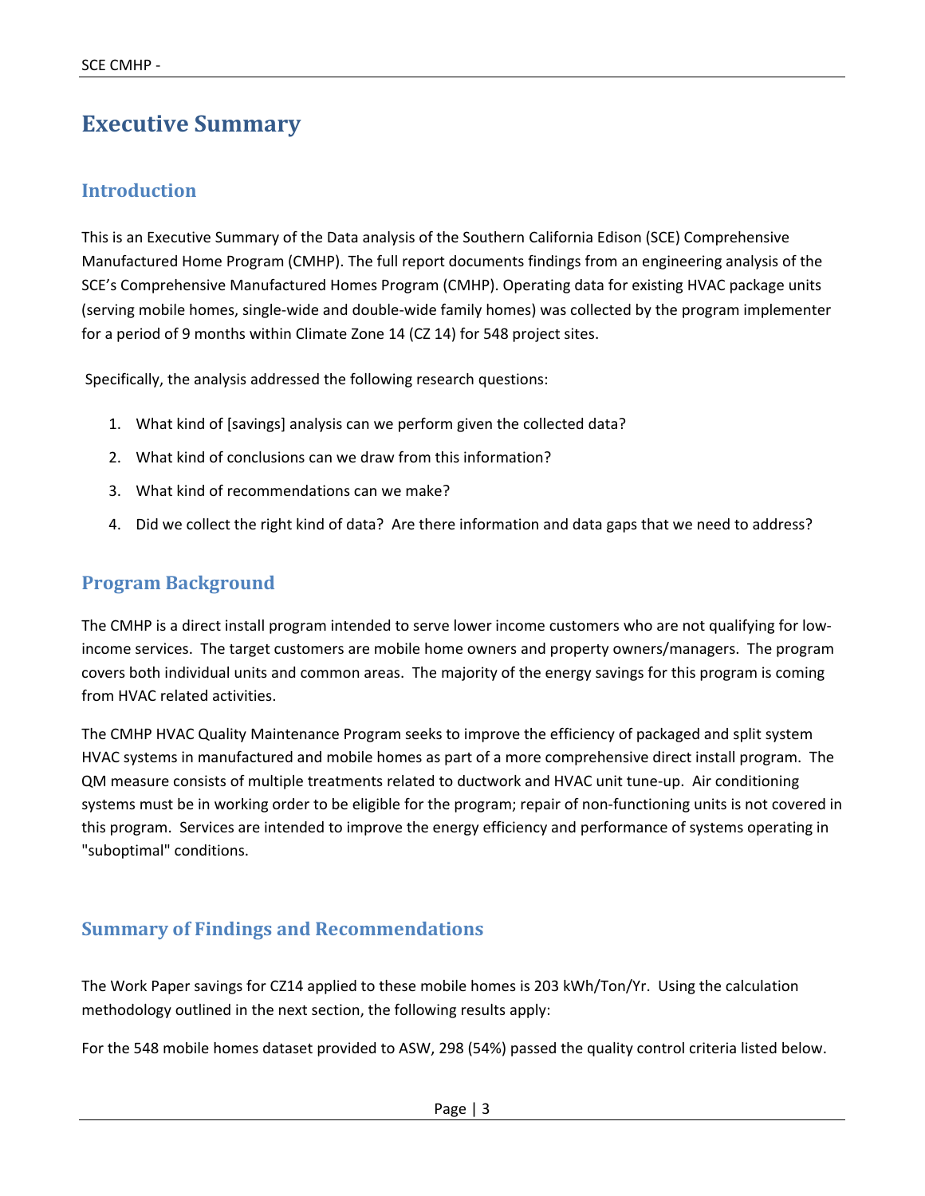# Executive Summary

## Introduction

This is an Executive Summary of the Data analysis of the Southern California Edison (SCE) Comprehensive Manufactured Home Program (CMHP). The full report documents findings from an engineering analysis of the SCE's Comprehensive Manufactured Homes Program (CMHP). Operating data for existing HVAC package units (serving mobile homes, single-wide and double-wide family homes) was collected by the program implementer for a period of 9 months within Climate Zone 14 (CZ 14) for 548 project sites.

Specifically, the analysis addressed the following research questions:

1. What kind of [savings] analysis can we perform given the collected data?
2. What kind of conclusions can we draw from this information?
3. What kind of recommendations can we make?
4. Did we collect the right kind of data? Are there information and data gaps that we need to address?

## Program Background

The CMHP is a direct install program intended to serve lower income customers who are not qualifying for low-income services. The target customers are mobile home owners and property owners/managers. The program covers both individual units and common areas. The majority of the energy savings for this program is coming from HVAC related activities.

The CMHP HVAC Quality Maintenance Program seeks to improve the efficiency of packaged and split system HVAC systems in manufactured and mobile homes as part of a more comprehensive direct install program. The QM measure consists of multiple treatments related to ductwork and HVAC unit tune-up. Air conditioning systems must be in working order to be eligible for the program; repair of non-functioning units is not covered in this program. Services are intended to improve the energy efficiency and performance of systems operating in "suboptimal" conditions.

## Summary of Findings and Recommendations

The Work Paper savings for CZ14 applied to these mobile homes is 203 kWh/Ton/Yr. Using the calculation methodology outlined in the next section, the following results apply:

For the 548 mobile homes dataset provided to ASW, 298 (54%) passed the quality control criteria listed below.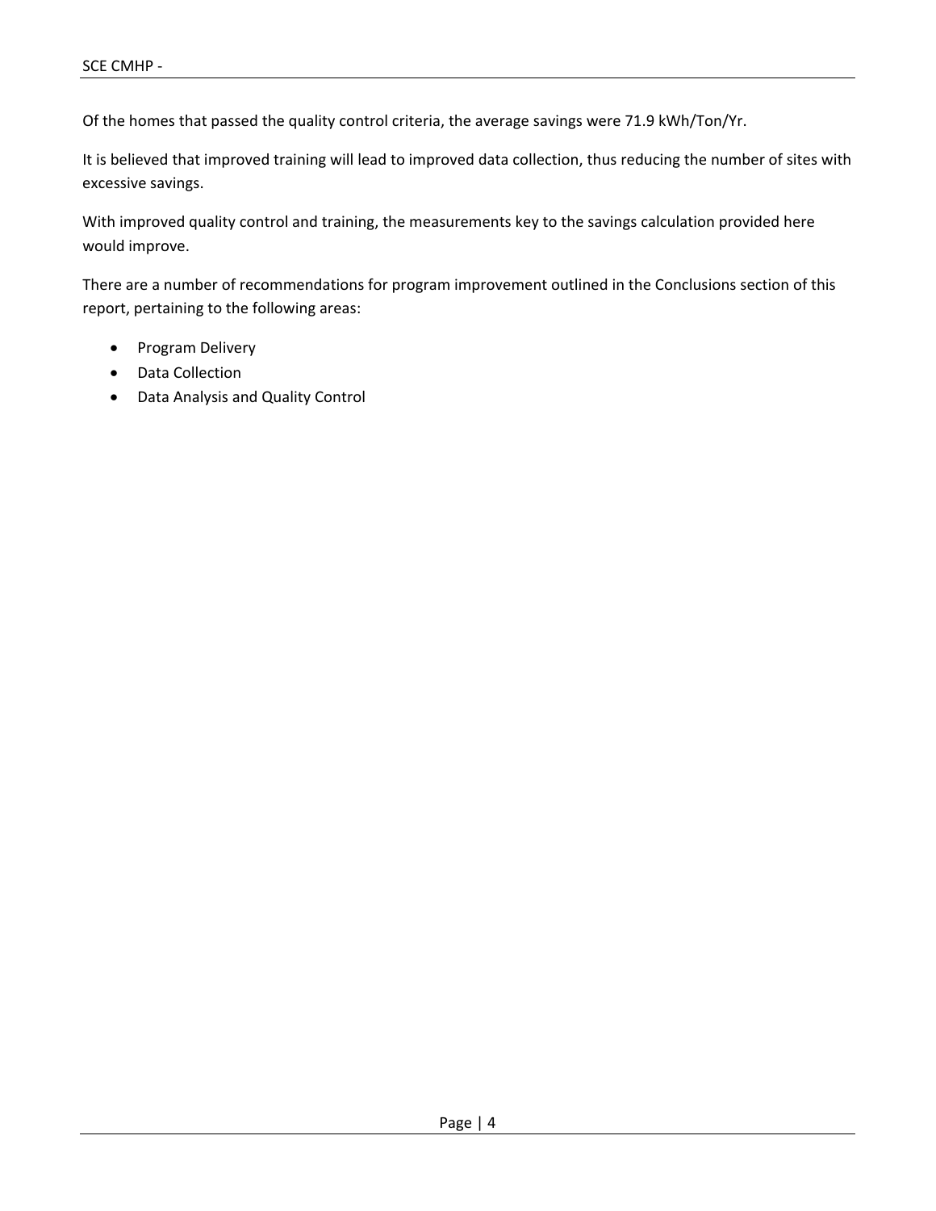Of the homes that passed the quality control criteria, the average savings were 71.9 kWh/Ton/Yr.

It is believed that improved training will lead to improved data collection, thus reducing the number of sites with excessive savings.

With improved quality control and training, the measurements key to the savings calculation provided here would improve.

There are a number of recommendations for program improvement outlined in the Conclusions section of this report, pertaining to the following areas:

- Program Delivery
- Data Collection
- Data Analysis and Quality Control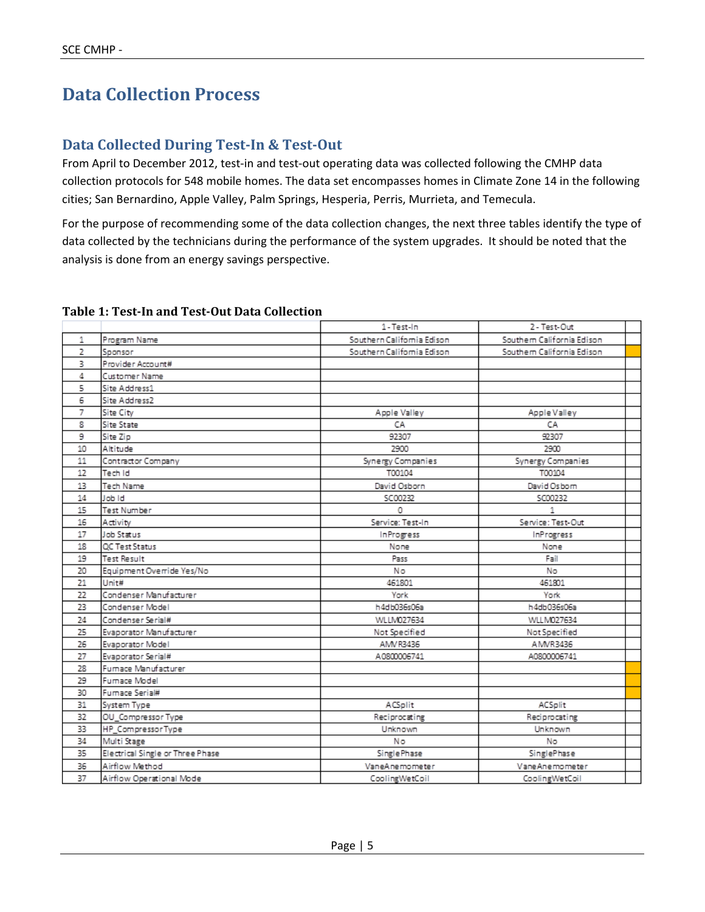# Data Collection Process

## Data Collected During Test-In & Test-Out

From April to December 2012, test-in and test-out operating data was collected following the CMHP data collection protocols for 548 mobile homes. The data set encompasses homes in Climate Zone 14 in the following cities; San Bernardino, Apple Valley, Palm Springs, Hesperia, Perris, Murrieta, and Temecula.

For the purpose of recommending some of the data collection changes, the next three tables identify the type of data collected by the technicians during the performance of the system upgrades. It should be noted that the analysis is done from an energy savings perspective.

**Table 1: Test-In and Test-Out Data Collection**

| | | 1 - Test-In | 2 - Test-Out | |
|---|---|---|---|---|
| 1 | Program Name | Southern California Edison | Southern California Edison | |
| 2 | Sponsor | Southern California Edison | Southern California Edison | |
| 3 | Provider Account# | | | |
| 4 | Customer Name | | | |
| 5 | Site Address1 | | | |
| 6 | Site Address2 | | | |
| 7 | Site City | Apple Valley | Apple Valley | |
| 8 | Site State | CA | CA | |
| 9 | Site Zip | 92307 | 92307 | |
| 10 | Altitude | 2900 | 2900 | |
| 11 | Contractor Company | Synergy Companies | Synergy Companies | |
| 12 | Tech Id | T00104 | T00104 | |
| 13 | Tech Name | David Osborn | David Osborn | |
| 14 | Job Id | SC00232 | SC00232 | |
| 15 | Test Number | 0 | 1 | |
| 16 | Activity | Service: Test-In | Service: Test-Out | |
| 17 | Job Status | InProgress | InProgress | |
| 18 | QC Test Status | None | None | |
| 19 | Test Result | Pass | Fail | |
| 20 | Equipment Override Yes/No | No | No | |
| 21 | Unit# | 461801 | 461801 | |
| 22 | Condenser Manufacturer | York | York | |
| 23 | Condenser Model | h4db036s06a | h4db036s06a | |
| 24 | Condenser Serial# | WLLM027634 | WLLM027634 | |
| 25 | Evaporator Manufacturer | Not Specified | Not Specified | |
| 26 | Evaporator Model | AMVR3436 | AMVR3436 | |
| 27 | Evaporator Serial# | A0800006741 | A0800006741 | |
| 28 | Furnace Manufacturer | | | |
| 29 | Furnace Model | | | |
| 30 | Furnace Serial# | | | |
| 31 | System Type | ACSplit | ACSplit | |
| 32 | OU_Compressor Type | Reciprocating | Reciprocating | |
| 33 | HP_Compressor Type | Unknown | Unknown | |
| 34 | Multi Stage | No | No | |
| 35 | Electrical Single or Three Phase | SinglePhase | SinglePhase | |
| 36 | Airflow Method | VaneAnemometer | VaneAnemometer | |
| 37 | Airflow Operational Mode | CoolingWetCoil | CoolingWetCoil | |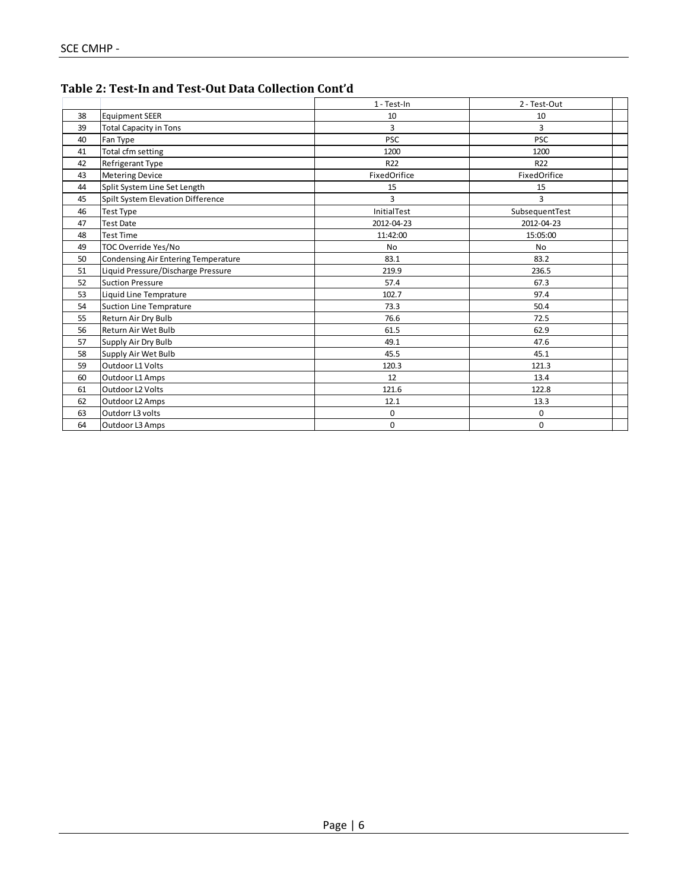## Table 2: Test-In and Test-Out Data Collection Cont'd

| | | 1 - Test-In | 2 - Test-Out | |
|---|---|---|---|---|
| 38 | Equipment SEER | 10 | 10 | |
| 39 | Total Capacity in Tons | 3 | 3 | |
| 40 | Fan Type | PSC | PSC | |
| 41 | Total cfm setting | 1200 | 1200 | |
| 42 | Refrigerant Type | R22 | R22 | |
| 43 | Metering Device | FixedOrifice | FixedOrifice | |
| 44 | Split System Line Set Length | 15 | 15 | |
| 45 | Spilt System Elevation Difference | 3 | 3 | |
| 46 | Test Type | InitialTest | SubsequentTest | |
| 47 | Test Date | 2012-04-23 | 2012-04-23 | |
| 48 | Test Time | 11:42:00 | 15:05:00 | |
| 49 | TOC Override Yes/No | No | No | |
| 50 | Condensing Air Entering Temperature | 83.1 | 83.2 | |
| 51 | Liquid Pressure/Discharge Pressure | 219.9 | 236.5 | |
| 52 | Suction Pressure | 57.4 | 67.3 | |
| 53 | Liquid Line Temprature | 102.7 | 97.4 | |
| 54 | Suction Line Temprature | 73.3 | 50.4 | |
| 55 | Return Air Dry Bulb | 76.6 | 72.5 | |
| 56 | Return Air Wet Bulb | 61.5 | 62.9 | |
| 57 | Supply Air Dry Bulb | 49.1 | 47.6 | |
| 58 | Supply Air Wet Bulb | 45.5 | 45.1 | |
| 59 | Outdoor L1 Volts | 120.3 | 121.3 | |
| 60 | Outdoor L1 Amps | 12 | 13.4 | |
| 61 | Outdoor L2 Volts | 121.6 | 122.8 | |
| 62 | Outdoor L2 Amps | 12.1 | 13.3 | |
| 63 | Outdorr L3 volts | 0 | 0 | |
| 64 | Outdoor L3 Amps | 0 | 0 | |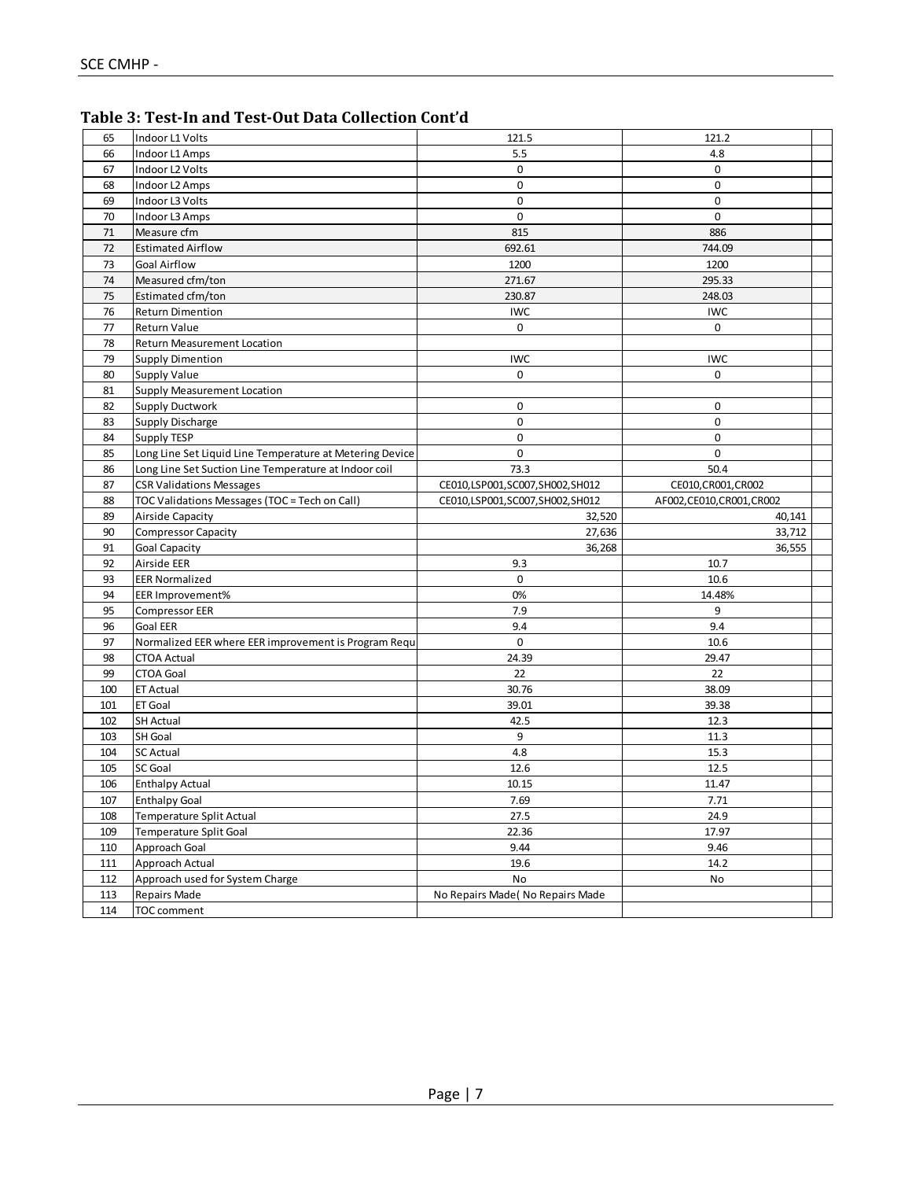### Table 3: Test-In and Test-Out Data Collection Cont'd

| | | | | |
|---|---|---|---|---|
| 65 | Indoor L1 Volts | 121.5 | 121.2 | |
| 66 | Indoor L1 Amps | 5.5 | 4.8 | |
| 67 | Indoor L2 Volts | 0 | 0 | |
| 68 | Indoor L2 Amps | 0 | 0 | |
| 69 | Indoor L3 Volts | 0 | 0 | |
| 70 | Indoor L3 Amps | 0 | 0 | |
| 71 | Measure cfm | 815 | 886 | |
| 72 | Estimated Airflow | 692.61 | 744.09 | |
| 73 | Goal Airflow | 1200 | 1200 | |
| 74 | Measured cfm/ton | 271.67 | 295.33 | |
| 75 | Estimated cfm/ton | 230.87 | 248.03 | |
| 76 | Return Dimention | IWC | IWC | |
| 77 | Return Value | 0 | 0 | |
| 78 | Return Measurement Location | | | |
| 79 | Supply Dimention | IWC | IWC | |
| 80 | Supply Value | 0 | 0 | |
| 81 | Supply Measurement Location | | | |
| 82 | Supply Ductwork | 0 | 0 | |
| 83 | Supply Discharge | 0 | 0 | |
| 84 | Supply TESP | 0 | 0 | |
| 85 | Long Line Set Liquid Line Temperature at Metering Device | 0 | 0 | |
| 86 | Long Line Set Suction Line Temperature at Indoor coil | 73.3 | 50.4 | |
| 87 | CSR Validations Messages | CE010,LSP001,SC007,SH002,SH012 | CE010,CR001,CR002 | |
| 88 | TOC Validations Messages (TOC = Tech on Call) | CE010,LSP001,SC007,SH002,SH012 | AF002,CE010,CR001,CR002 | |
| 89 | Airside Capacity | 32,520 | 40,141 | |
| 90 | Compressor Capacity | 27,636 | 33,712 | |
| 91 | Goal Capacity | 36,268 | 36,555 | |
| 92 | Airside EER | 9.3 | 10.7 | |
| 93 | EER Normalized | 0 | 10.6 | |
| 94 | EER Improvement% | 0% | 14.48% | |
| 95 | Compressor EER | 7.9 | 9 | |
| 96 | Goal EER | 9.4 | 9.4 | |
| 97 | Normalized EER where EER improvement is Program Requ | 0 | 10.6 | |
| 98 | CTOA Actual | 24.39 | 29.47 | |
| 99 | CTOA Goal | 22 | 22 | |
| 100 | ET Actual | 30.76 | 38.09 | |
| 101 | ET Goal | 39.01 | 39.38 | |
| 102 | SH Actual | 42.5 | 12.3 | |
| 103 | SH Goal | 9 | 11.3 | |
| 104 | SC Actual | 4.8 | 15.3 | |
| 105 | SC Goal | 12.6 | 12.5 | |
| 106 | Enthalpy Actual | 10.15 | 11.47 | |
| 107 | Enthalpy Goal | 7.69 | 7.71 | |
| 108 | Temperature Split Actual | 27.5 | 24.9 | |
| 109 | Temperature Split Goal | 22.36 | 17.97 | |
| 110 | Approach Goal | 9.44 | 9.46 | |
| 111 | Approach Actual | 19.6 | 14.2 | |
| 112 | Approach used for System Charge | No | No | |
| 113 | Repairs Made | No Repairs Made( No Repairs Made | | |
| 114 | TOC comment | | | |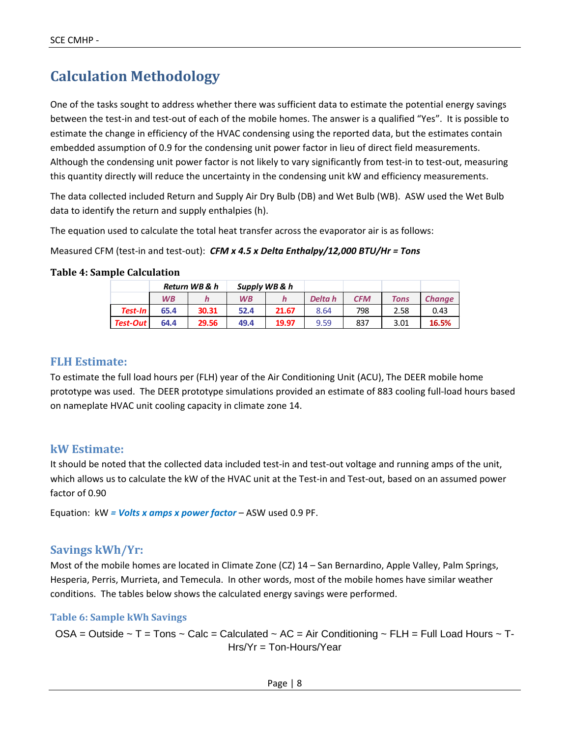# Calculation Methodology

One of the tasks sought to address whether there was sufficient data to estimate the potential energy savings between the test-in and test-out of each of the mobile homes. The answer is a qualified "Yes". It is possible to estimate the change in efficiency of the HVAC condensing using the reported data, but the estimates contain embedded assumption of 0.9 for the condensing unit power factor in lieu of direct field measurements. Although the condensing unit power factor is not likely to vary significantly from test-in to test-out, measuring this quantity directly will reduce the uncertainty in the condensing unit kW and efficiency measurements.

The data collected included Return and Supply Air Dry Bulb (DB) and Wet Bulb (WB). ASW used the Wet Bulb data to identify the return and supply enthalpies (h).

The equation used to calculate the total heat transfer across the evaporator air is as follows:

Measured CFM (test-in and test-out): ***CFM x 4.5 x Delta Enthalpy/12,000 BTU/Hr = Tons***

**Table 4: Sample Calculation**

| | *Return WB & h* | | *Supply WB & h* | | | | | |
|---|---|---|---|---|---|---|---|---|
| | *WB* | *h* | *WB* | *h* | *Delta h* | *CFM* | *Tons* | *Change* |
| *Test-In* | 65.4 | 30.31 | 52.4 | 21.67 | 8.64 | 798 | 2.58 | 0.43 |
| *Test-Out* | 64.4 | 29.56 | 49.4 | 19.97 | 9.59 | 837 | 3.01 | 16.5% |

### FLH Estimate:

To estimate the full load hours per (FLH) year of the Air Conditioning Unit (ACU), The DEER mobile home prototype was used. The DEER prototype simulations provided an estimate of 883 cooling full-load hours based on nameplate HVAC unit cooling capacity in climate zone 14.

### kW Estimate:

It should be noted that the collected data included test-in and test-out voltage and running amps of the unit, which allows us to calculate the kW of the HVAC unit at the Test-in and Test-out, based on an assumed power factor of 0.90

Equation: kW ***= Volts x amps x power factor*** – ASW used 0.9 PF.

### Savings kWh/Yr:

Most of the mobile homes are located in Climate Zone (CZ) 14 – San Bernardino, Apple Valley, Palm Springs, Hesperia, Perris, Murrieta, and Temecula. In other words, most of the mobile homes have similar weather conditions. The tables below shows the calculated energy savings were performed.

#### Table 6: Sample kWh Savings

OSA = Outside ~ T = Tons ~ Calc = Calculated ~ AC = Air Conditioning ~ FLH = Full Load Hours ~ T-Hrs/Yr = Ton-Hours/Year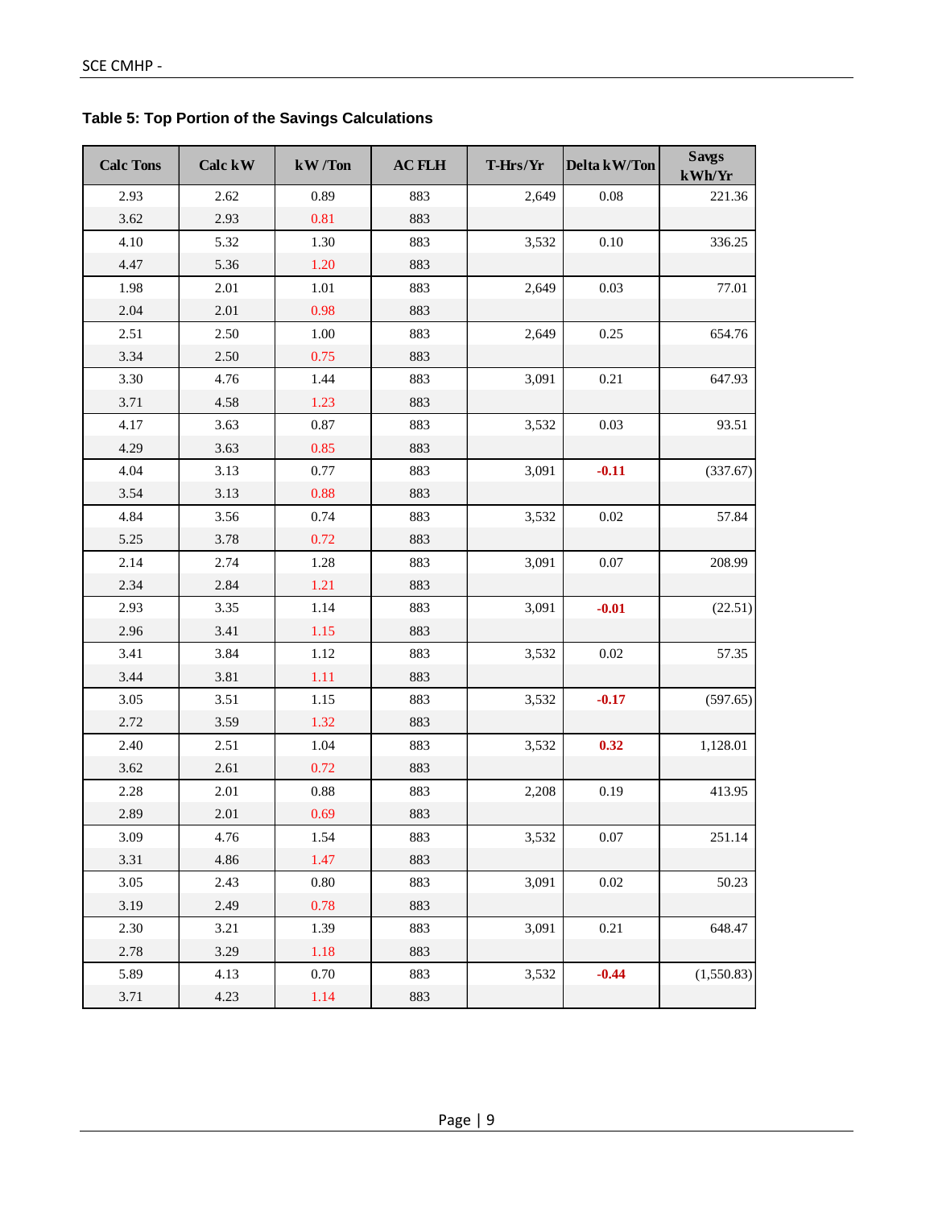**Table 5: Top Portion of the Savings Calculations**

| Calc Tons | Calc kW | kW /Ton | AC FLH | T-Hrs/Yr | Delta kW/Ton | Savgs kWh/Yr |
|---|---|---|---|---|---|---|
| 2.93 | 2.62 | 0.89 | 883 | 2,649 | 0.08 | 221.36 |
| 3.62 | 2.93 | 0.81 | 883 | | | |
| 4.10 | 5.32 | 1.30 | 883 | 3,532 | 0.10 | 336.25 |
| 4.47 | 5.36 | 1.20 | 883 | | | |
| 1.98 | 2.01 | 1.01 | 883 | 2,649 | 0.03 | 77.01 |
| 2.04 | 2.01 | 0.98 | 883 | | | |
| 2.51 | 2.50 | 1.00 | 883 | 2,649 | 0.25 | 654.76 |
| 3.34 | 2.50 | 0.75 | 883 | | | |
| 3.30 | 4.76 | 1.44 | 883 | 3,091 | 0.21 | 647.93 |
| 3.71 | 4.58 | 1.23 | 883 | | | |
| 4.17 | 3.63 | 0.87 | 883 | 3,532 | 0.03 | 93.51 |
| 4.29 | 3.63 | 0.85 | 883 | | | |
| 4.04 | 3.13 | 0.77 | 883 | 3,091 | **-0.11** | (337.67) |
| 3.54 | 3.13 | 0.88 | 883 | | | |
| 4.84 | 3.56 | 0.74 | 883 | 3,532 | 0.02 | 57.84 |
| 5.25 | 3.78 | 0.72 | 883 | | | |
| 2.14 | 2.74 | 1.28 | 883 | 3,091 | 0.07 | 208.99 |
| 2.34 | 2.84 | 1.21 | 883 | | | |
| 2.93 | 3.35 | 1.14 | 883 | 3,091 | **-0.01** | (22.51) |
| 2.96 | 3.41 | 1.15 | 883 | | | |
| 3.41 | 3.84 | 1.12 | 883 | 3,532 | 0.02 | 57.35 |
| 3.44 | 3.81 | 1.11 | 883 | | | |
| 3.05 | 3.51 | 1.15 | 883 | 3,532 | **-0.17** | (597.65) |
| 2.72 | 3.59 | 1.32 | 883 | | | |
| 2.40 | 2.51 | 1.04 | 883 | 3,532 | **0.32** | 1,128.01 |
| 3.62 | 2.61 | 0.72 | 883 | | | |
| 2.28 | 2.01 | 0.88 | 883 | 2,208 | 0.19 | 413.95 |
| 2.89 | 2.01 | 0.69 | 883 | | | |
| 3.09 | 4.76 | 1.54 | 883 | 3,532 | 0.07 | 251.14 |
| 3.31 | 4.86 | 1.47 | 883 | | | |
| 3.05 | 2.43 | 0.80 | 883 | 3,091 | 0.02 | 50.23 |
| 3.19 | 2.49 | 0.78 | 883 | | | |
| 2.30 | 3.21 | 1.39 | 883 | 3,091 | 0.21 | 648.47 |
| 2.78 | 3.29 | 1.18 | 883 | | | |
| 5.89 | 4.13 | 0.70 | 883 | 3,532 | **-0.44** | (1,550.83) |
| 3.71 | 4.23 | 1.14 | 883 | | | |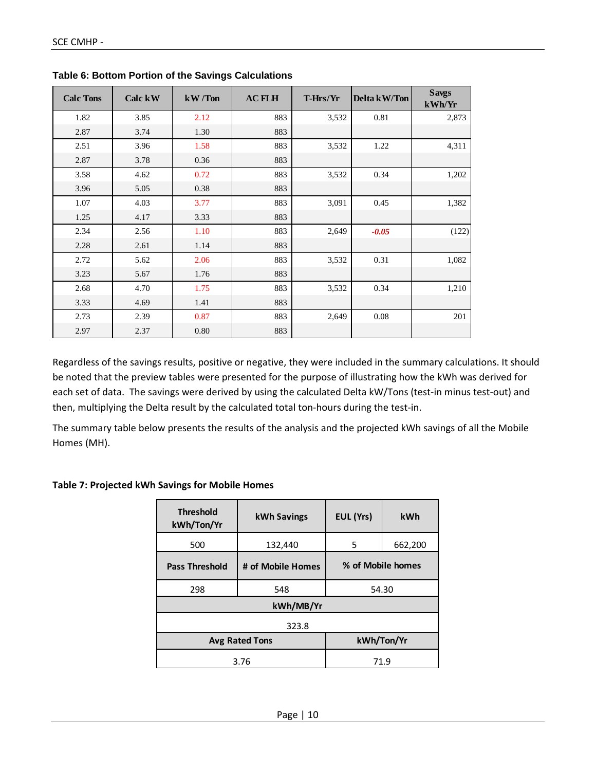**Table 6: Bottom Portion of the Savings Calculations**

| Calc Tons | Calc kW | kW /Ton | AC FLH | T-Hrs/Yr | Delta kW/Ton | Savgs kWh/Yr |
|---|---|---|---|---|---|---|
| 1.82 | 3.85 | 2.12 | 883 | 3,532 | 0.81 | 2,873 |
| 2.87 | 3.74 | 1.30 | 883 | | | |
| 2.51 | 3.96 | 1.58 | 883 | 3,532 | 1.22 | 4,311 |
| 2.87 | 3.78 | 0.36 | 883 | | | |
| 3.58 | 4.62 | 0.72 | 883 | 3,532 | 0.34 | 1,202 |
| 3.96 | 5.05 | 0.38 | 883 | | | |
| 1.07 | 4.03 | 3.77 | 883 | 3,091 | 0.45 | 1,382 |
| 1.25 | 4.17 | 3.33 | 883 | | | |
| 2.34 | 2.56 | 1.10 | 883 | 2,649 | ***-0.05*** | (122) |
| 2.28 | 2.61 | 1.14 | 883 | | | |
| 2.72 | 5.62 | 2.06 | 883 | 3,532 | 0.31 | 1,082 |
| 3.23 | 5.67 | 1.76 | 883 | | | |
| 2.68 | 4.70 | 1.75 | 883 | 3,532 | 0.34 | 1,210 |
| 3.33 | 4.69 | 1.41 | 883 | | | |
| 2.73 | 2.39 | 0.87 | 883 | 2,649 | 0.08 | 201 |
| 2.97 | 2.37 | 0.80 | 883 | | | |

Regardless of the savings results, positive or negative, they were included in the summary calculations. It should be noted that the preview tables were presented for the purpose of illustrating how the kWh was derived for each set of data. The savings were derived by using the calculated Delta kW/Tons (test-in minus test-out) and then, multiplying the Delta result by the calculated total ton-hours during the test-in.

The summary table below presents the results of the analysis and the projected kWh savings of all the Mobile Homes (MH).

**Table 7: Projected kWh Savings for Mobile Homes**

| Threshold kWh/Ton/Yr | kWh Savings | EUL (Yrs) | kWh |
|---|---|---|---|
| 500 | 132,440 | 5 | 662,200 |
| **Pass Threshold** | **# of Mobile Homes** | **% of Mobile homes** | |
| 298 | 548 | 54.30 | |
| **kWh/MB/Yr** | | | |
| 323.8 | | | |
| **Avg Rated Tons** | | **kWh/Ton/Yr** | |
| 3.76 | | 71.9 | |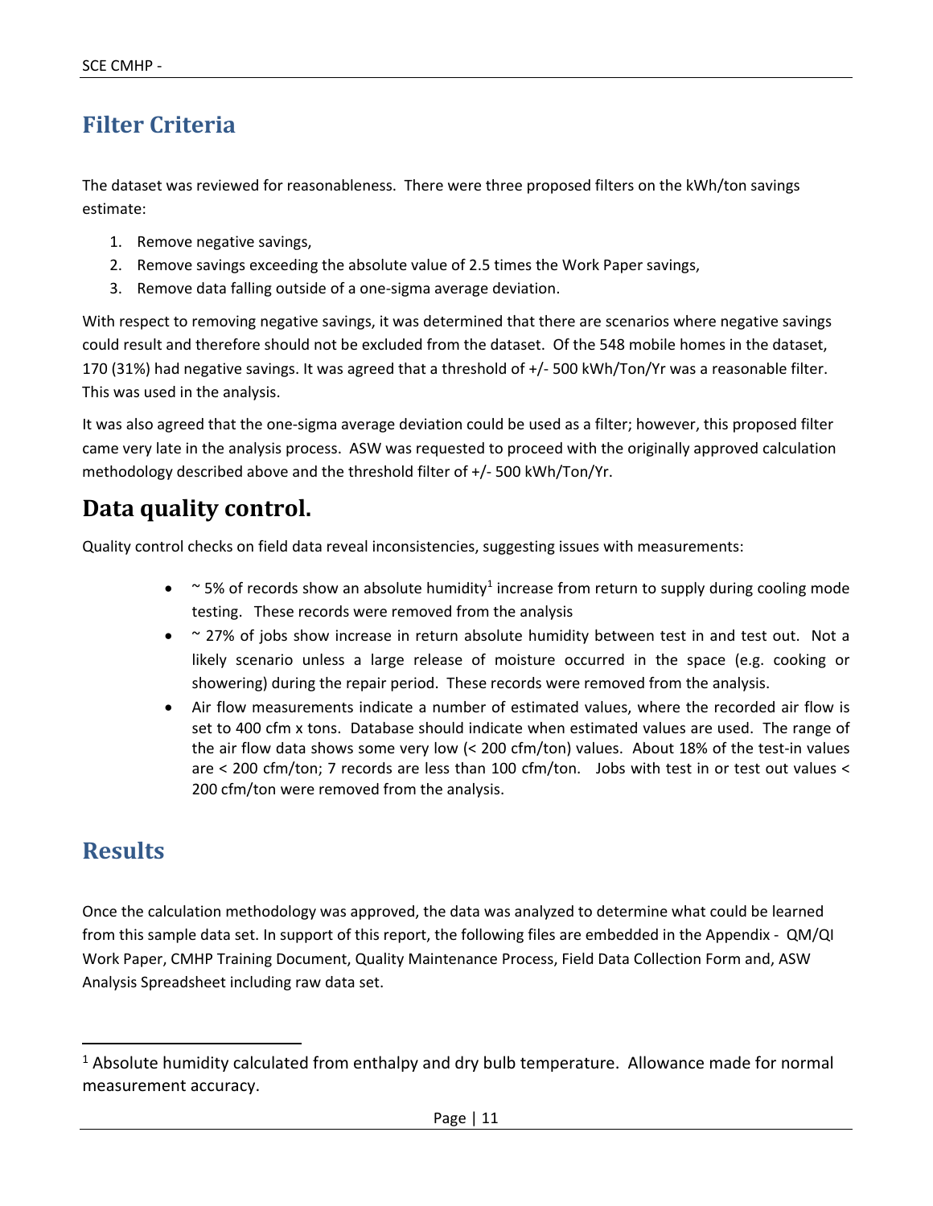## Filter Criteria

The dataset was reviewed for reasonableness. There were three proposed filters on the kWh/ton savings estimate:

1. Remove negative savings,
2. Remove savings exceeding the absolute value of 2.5 times the Work Paper savings,
3. Remove data falling outside of a one-sigma average deviation.

With respect to removing negative savings, it was determined that there are scenarios where negative savings could result and therefore should not be excluded from the dataset. Of the 548 mobile homes in the dataset, 170 (31%) had negative savings. It was agreed that a threshold of +/- 500 kWh/Ton/Yr was a reasonable filter. This was used in the analysis.

It was also agreed that the one-sigma average deviation could be used as a filter; however, this proposed filter came very late in the analysis process. ASW was requested to proceed with the originally approved calculation methodology described above and the threshold filter of +/- 500 kWh/Ton/Yr.

# Data quality control.

Quality control checks on field data reveal inconsistencies, suggesting issues with measurements:

- ~ 5% of records show an absolute humidity[1] increase from return to supply during cooling mode testing. These records were removed from the analysis
- ~ 27% of jobs show increase in return absolute humidity between test in and test out. Not a likely scenario unless a large release of moisture occurred in the space (e.g. cooking or showering) during the repair period. These records were removed from the analysis.
- Air flow measurements indicate a number of estimated values, where the recorded air flow is set to 400 cfm x tons. Database should indicate when estimated values are used. The range of the air flow data shows some very low (< 200 cfm/ton) values. About 18% of the test-in values are < 200 cfm/ton; 7 records are less than 100 cfm/ton. Jobs with test in or test out values < 200 cfm/ton were removed from the analysis.

## Results

Once the calculation methodology was approved, the data was analyzed to determine what could be learned from this sample data set. In support of this report, the following files are embedded in the Appendix - QM/QI Work Paper, CMHP Training Document, Quality Maintenance Process, Field Data Collection Form and, ASW Analysis Spreadsheet including raw data set.

---

[1] Absolute humidity calculated from enthalpy and dry bulb temperature. Allowance made for normal measurement accuracy.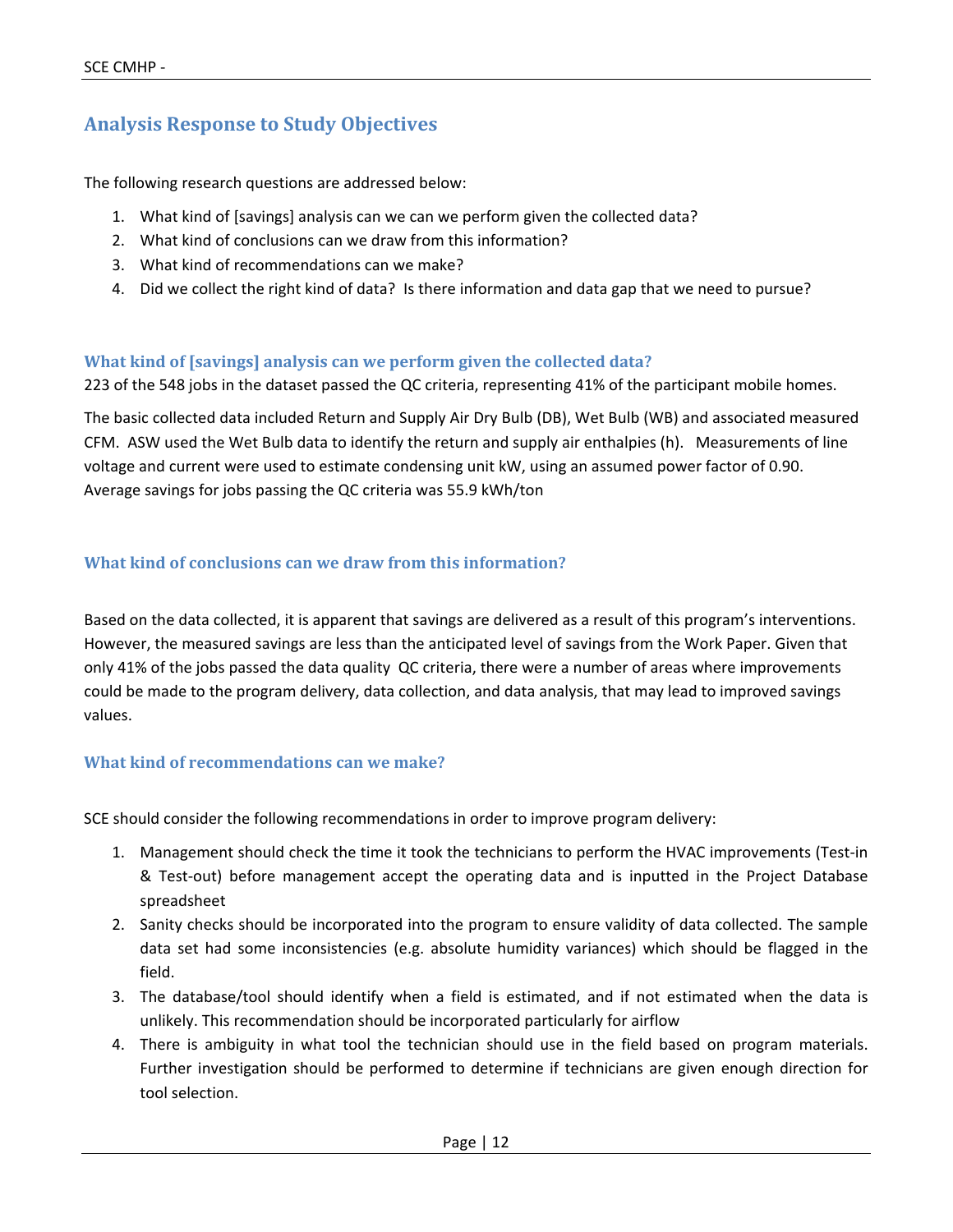## Analysis Response to Study Objectives

The following research questions are addressed below:

1. What kind of [savings] analysis can we can we perform given the collected data?
2. What kind of conclusions can we draw from this information?
3. What kind of recommendations can we make?
4. Did we collect the right kind of data? Is there information and data gap that we need to pursue?

### What kind of [savings] analysis can we perform given the collected data?

223 of the 548 jobs in the dataset passed the QC criteria, representing 41% of the participant mobile homes.

The basic collected data included Return and Supply Air Dry Bulb (DB), Wet Bulb (WB) and associated measured CFM. ASW used the Wet Bulb data to identify the return and supply air enthalpies (h). Measurements of line voltage and current were used to estimate condensing unit kW, using an assumed power factor of 0.90. Average savings for jobs passing the QC criteria was 55.9 kWh/ton

### What kind of conclusions can we draw from this information?

Based on the data collected, it is apparent that savings are delivered as a result of this program's interventions. However, the measured savings are less than the anticipated level of savings from the Work Paper. Given that only 41% of the jobs passed the data quality QC criteria, there were a number of areas where improvements could be made to the program delivery, data collection, and data analysis, that may lead to improved savings values.

### What kind of recommendations can we make?

SCE should consider the following recommendations in order to improve program delivery:

1. Management should check the time it took the technicians to perform the HVAC improvements (Test-in & Test-out) before management accept the operating data and is inputted in the Project Database spreadsheet
2. Sanity checks should be incorporated into the program to ensure validity of data collected. The sample data set had some inconsistencies (e.g. absolute humidity variances) which should be flagged in the field.
3. The database/tool should identify when a field is estimated, and if not estimated when the data is unlikely. This recommendation should be incorporated particularly for airflow
4. There is ambiguity in what tool the technician should use in the field based on program materials. Further investigation should be performed to determine if technicians are given enough direction for tool selection.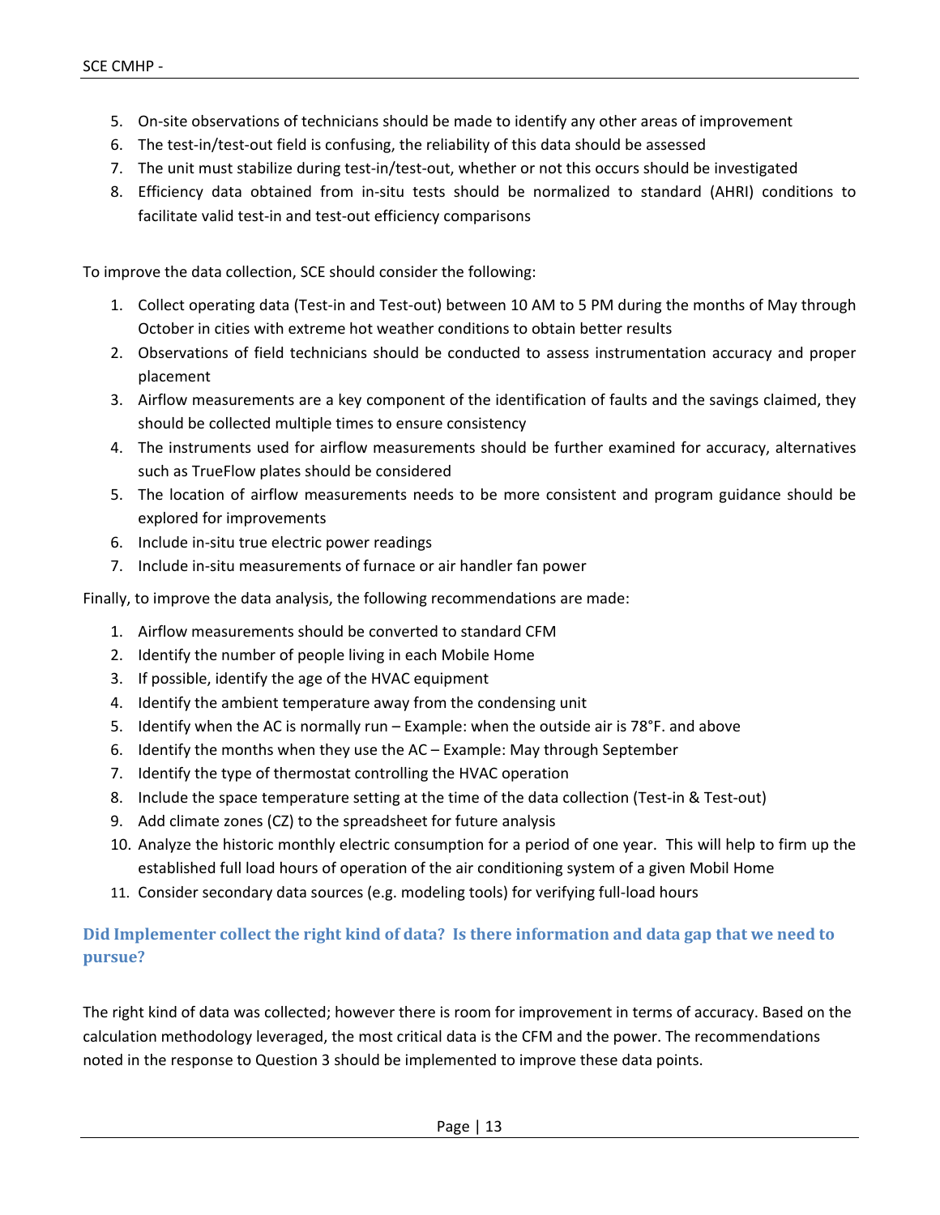5. On-site observations of technicians should be made to identify any other areas of improvement
6. The test-in/test-out field is confusing, the reliability of this data should be assessed
7. The unit must stabilize during test-in/test-out, whether or not this occurs should be investigated
8. Efficiency data obtained from in-situ tests should be normalized to standard (AHRI) conditions to facilitate valid test-in and test-out efficiency comparisons

To improve the data collection, SCE should consider the following:

1. Collect operating data (Test-in and Test-out) between 10 AM to 5 PM during the months of May through October in cities with extreme hot weather conditions to obtain better results
2. Observations of field technicians should be conducted to assess instrumentation accuracy and proper placement
3. Airflow measurements are a key component of the identification of faults and the savings claimed, they should be collected multiple times to ensure consistency
4. The instruments used for airflow measurements should be further examined for accuracy, alternatives such as TrueFlow plates should be considered
5. The location of airflow measurements needs to be more consistent and program guidance should be explored for improvements
6. Include in-situ true electric power readings
7. Include in-situ measurements of furnace or air handler fan power

Finally, to improve the data analysis, the following recommendations are made:

1. Airflow measurements should be converted to standard CFM
2. Identify the number of people living in each Mobile Home
3. If possible, identify the age of the HVAC equipment
4. Identify the ambient temperature away from the condensing unit
5. Identify when the AC is normally run – Example: when the outside air is 78°F. and above
6. Identify the months when they use the AC – Example: May through September
7. Identify the type of thermostat controlling the HVAC operation
8. Include the space temperature setting at the time of the data collection (Test-in & Test-out)
9. Add climate zones (CZ) to the spreadsheet for future analysis
10. Analyze the historic monthly electric consumption for a period of one year. This will help to firm up the established full load hours of operation of the air conditioning system of a given Mobil Home
11. Consider secondary data sources (e.g. modeling tools) for verifying full-load hours

### Did Implementer collect the right kind of data? Is there information and data gap that we need to pursue?

The right kind of data was collected; however there is room for improvement in terms of accuracy. Based on the calculation methodology leveraged, the most critical data is the CFM and the power. The recommendations noted in the response to Question 3 should be implemented to improve these data points.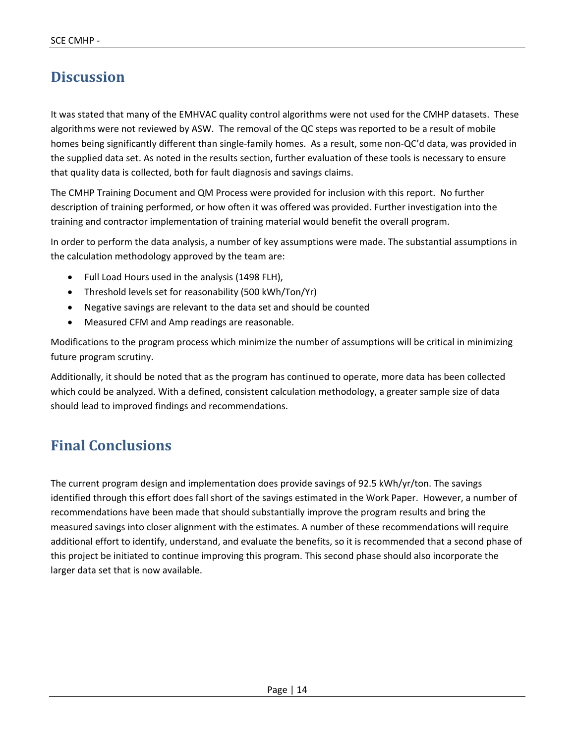## Discussion

It was stated that many of the EMHVAC quality control algorithms were not used for the CMHP datasets. These algorithms were not reviewed by ASW. The removal of the QC steps was reported to be a result of mobile homes being significantly different than single-family homes. As a result, some non-QC'd data, was provided in the supplied data set. As noted in the results section, further evaluation of these tools is necessary to ensure that quality data is collected, both for fault diagnosis and savings claims.

The CMHP Training Document and QM Process were provided for inclusion with this report. No further description of training performed, or how often it was offered was provided. Further investigation into the training and contractor implementation of training material would benefit the overall program.

In order to perform the data analysis, a number of key assumptions were made. The substantial assumptions in the calculation methodology approved by the team are:

- Full Load Hours used in the analysis (1498 FLH),
- Threshold levels set for reasonability (500 kWh/Ton/Yr)
- Negative savings are relevant to the data set and should be counted
- Measured CFM and Amp readings are reasonable.

Modifications to the program process which minimize the number of assumptions will be critical in minimizing future program scrutiny.

Additionally, it should be noted that as the program has continued to operate, more data has been collected which could be analyzed. With a defined, consistent calculation methodology, a greater sample size of data should lead to improved findings and recommendations.

## Final Conclusions

The current program design and implementation does provide savings of 92.5 kWh/yr/ton. The savings identified through this effort does fall short of the savings estimated in the Work Paper. However, a number of recommendations have been made that should substantially improve the program results and bring the measured savings into closer alignment with the estimates. A number of these recommendations will require additional effort to identify, understand, and evaluate the benefits, so it is recommended that a second phase of this project be initiated to continue improving this program. This second phase should also incorporate the larger data set that is now available.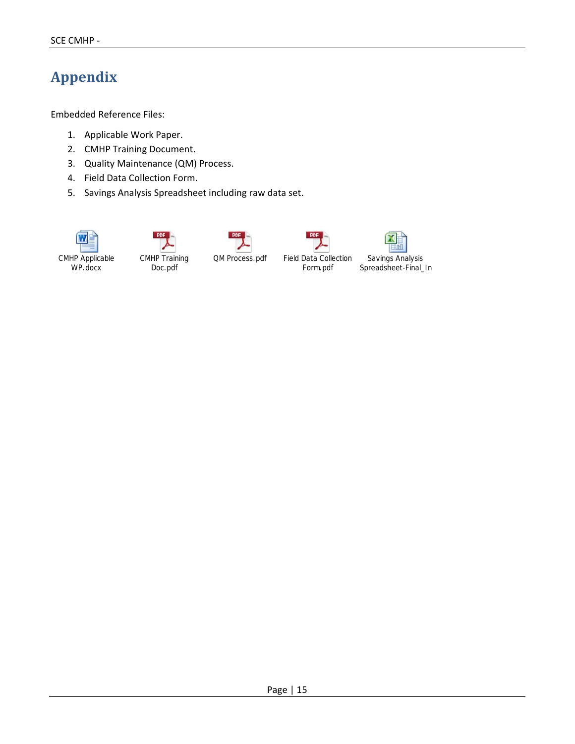# Appendix

Embedded Reference Files:

1. Applicable Work Paper.
2. CMHP Training Document.
3. Quality Maintenance (QM) Process.
4. Field Data Collection Form.
5. Savings Analysis Spreadsheet including raw data set.

CMHP Applicable WP.docx

CMHP Training Doc.pdf

QM Process.pdf

Field Data Collection Form.pdf

Savings Analysis Spreadsheet-Final_In